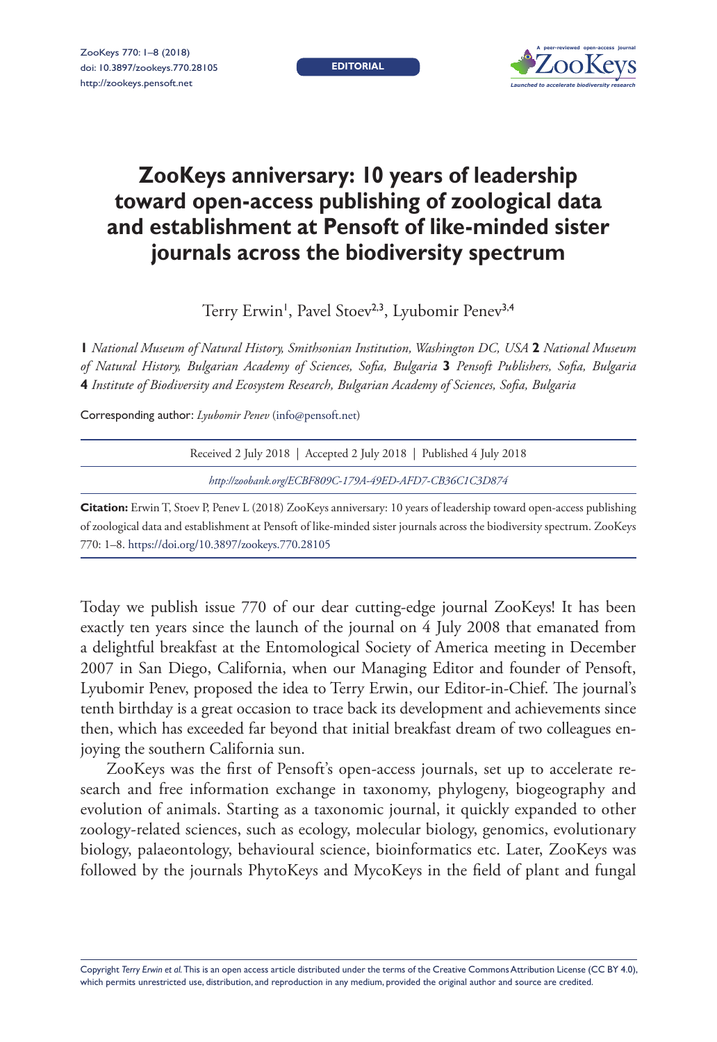EDITORIAL

# ZooKeys anniversary: 10 years of leadership toward open-access publishing of zoological data and establishment at Pensoft of like-minded sister journals across the biodiversity spectrum

Terry Erwin[1], Pavel Stoev[2,3], Lyubomir Penev[3,4]

**1** *National Museum of Natural History, Smithsonian Institution, Washington DC, USA* **2** *National Museum of Natural History, Bulgarian Academy of Sciences, Sofia, Bulgaria* **3** *Pensoft Publishers, Sofia, Bulgaria* **4** *Institute of Biodiversity and Ecosystem Research, Bulgarian Academy of Sciences, Sofia, Bulgaria*

Corresponding author: *Lyubomir Penev* (info@pensoft.net)

Received 2 July 2018 | Accepted 2 July 2018 | Published 4 July 2018

*http://zoobank.org/ECBF809C-179A-49ED-AFD7-CB36C1C3D874*

**Citation:** Erwin T, Stoev P, Penev L (2018) ZooKeys anniversary: 10 years of leadership toward open-access publishing of zoological data and establishment at Pensoft of like-minded sister journals across the biodiversity spectrum. ZooKeys 770: 1–8. https://doi.org/10.3897/zookeys.770.28105

Today we publish issue 770 of our dear cutting-edge journal ZooKeys! It has been exactly ten years since the launch of the journal on 4 July 2008 that emanated from a delightful breakfast at the Entomological Society of America meeting in December 2007 in San Diego, California, when our Managing Editor and founder of Pensoft, Lyubomir Penev, proposed the idea to Terry Erwin, our Editor-in-Chief. The journal's tenth birthday is a great occasion to trace back its development and achievements since then, which has exceeded far beyond that initial breakfast dream of two colleagues enjoying the southern California sun.

ZooKeys was the first of Pensoft's open-access journals, set up to accelerate research and free information exchange in taxonomy, phylogeny, biogeography and evolution of animals. Starting as a taxonomic journal, it quickly expanded to other zoology-related sciences, such as ecology, molecular biology, genomics, evolutionary biology, palaeontology, behavioural science, bioinformatics etc. Later, ZooKeys was followed by the journals PhytoKeys and MycoKeys in the field of plant and fungal

Copyright *Terry Erwin et al.* This is an open access article distributed under the terms of the Creative Commons Attribution License (CC BY 4.0), which permits unrestricted use, distribution, and reproduction in any medium, provided the original author and source are credited.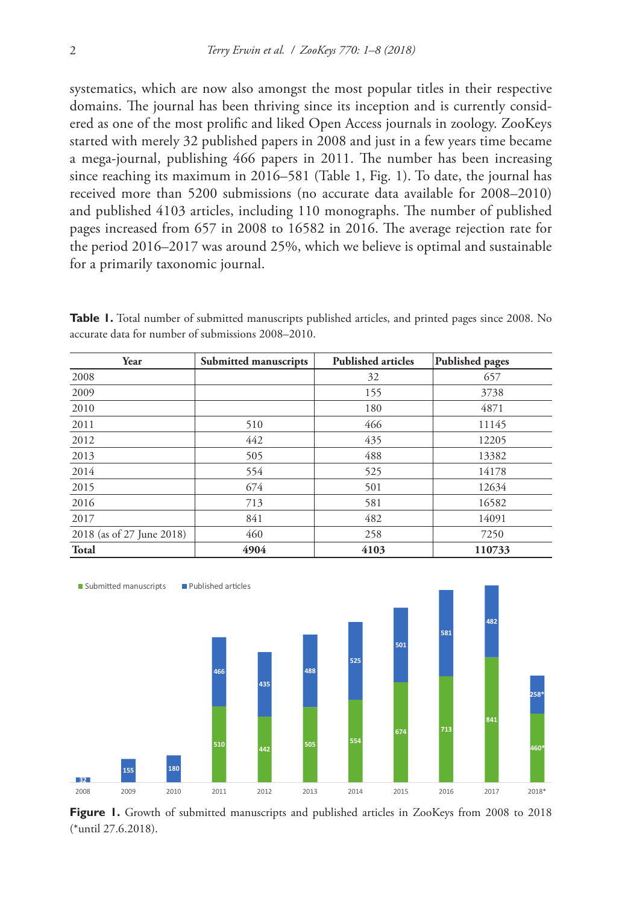systematics, which are now also amongst the most popular titles in their respective domains. The journal has been thriving since its inception and is currently considered as one of the most prolific and liked Open Access journals in zoology. ZooKeys started with merely 32 published papers in 2008 and just in a few years time became a mega-journal, publishing 466 papers in 2011. The number has been increasing since reaching its maximum in 2016–581 (Table 1, Fig. 1). To date, the journal has received more than 5200 submissions (no accurate data available for 2008–2010) and published 4103 articles, including 110 monographs. The number of published pages increased from 657 in 2008 to 16582 in 2016. The average rejection rate for the period 2016–2017 was around 25%, which we believe is optimal and sustainable for a primarily taxonomic journal.

**Table 1.** Total number of submitted manuscripts published articles, and printed pages since 2008. No accurate data for number of submissions 2008–2010.

| Year | Submitted manuscripts | Published articles | Published pages |
|---|---|---|---|
| 2008 | | 32 | 657 |
| 2009 | | 155 | 3738 |
| 2010 | | 180 | 4871 |
| 2011 | 510 | 466 | 11145 |
| 2012 | 442 | 435 | 12205 |
| 2013 | 505 | 488 | 13382 |
| 2014 | 554 | 525 | 14178 |
| 2015 | 674 | 501 | 12634 |
| 2016 | 713 | 581 | 16582 |
| 2017 | 841 | 482 | 14091 |
| 2018 (as of 27 June 2018) | 460 | 258 | 7250 |
| **Total** | **4904** | **4103** | **110733** |

**Figure 1.** Growth of submitted manuscripts and published articles in ZooKeys from 2008 to 2018 (*until 27.6.2018).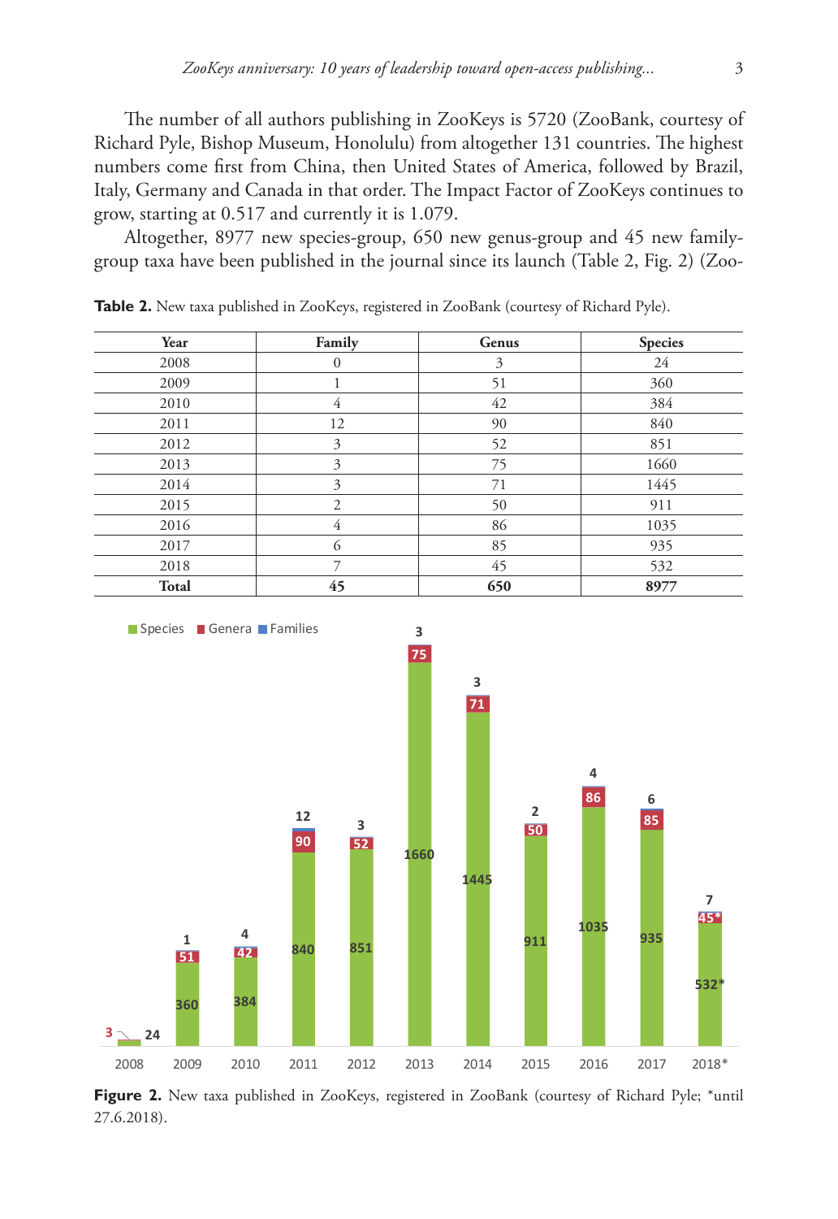The number of all authors publishing in ZooKeys is 5720 (ZooBank, courtesy of Richard Pyle, Bishop Museum, Honolulu) from altogether 131 countries. The highest numbers come first from China, then United States of America, followed by Brazil, Italy, Germany and Canada in that order. The Impact Factor of ZooKeys continues to grow, starting at 0.517 and currently it is 1.079.

Altogether, 8977 new species-group, 650 new genus-group and 45 new family-group taxa have been published in the journal since its launch (Table 2, Fig. 2) (Zoo-

**Table 2.** New taxa published in ZooKeys, registered in ZooBank (courtesy of Richard Pyle).

| Year | Family | Genus | Species |
|---|---|---|---|
| 2008 | 0 | 3 | 24 |
| 2009 | 1 | 51 | 360 |
| 2010 | 4 | 42 | 384 |
| 2011 | 12 | 90 | 840 |
| 2012 | 3 | 52 | 851 |
| 2013 | 3 | 75 | 1660 |
| 2014 | 3 | 71 | 1445 |
| 2015 | 2 | 50 | 911 |
| 2016 | 4 | 86 | 1035 |
| 2017 | 6 | 85 | 935 |
| 2018 | 7 | 45 | 532 |
| **Total** | **45** | **650** | **8977** |

**Figure 2.** New taxa published in ZooKeys, registered in ZooBank (courtesy of Richard Pyle; *until 27.6.2018).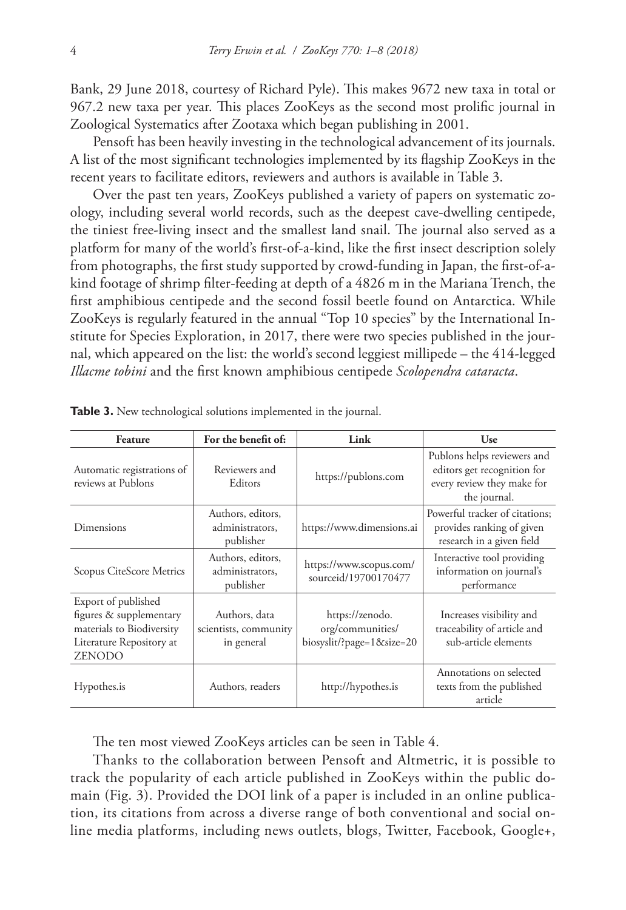Bank, 29 June 2018, courtesy of Richard Pyle). This makes 9672 new taxa in total or 967.2 new taxa per year. This places ZooKeys as the second most prolific journal in Zoological Systematics after Zootaxa which began publishing in 2001.

Pensoft has been heavily investing in the technological advancement of its journals. A list of the most significant technologies implemented by its flagship ZooKeys in the recent years to facilitate editors, reviewers and authors is available in Table 3.

Over the past ten years, ZooKeys published a variety of papers on systematic zoology, including several world records, such as the deepest cave-dwelling centipede, the tiniest free-living insect and the smallest land snail. The journal also served as a platform for many of the world's first-of-a-kind, like the first insect description solely from photographs, the first study supported by crowd-funding in Japan, the first-of-a-kind footage of shrimp filter-feeding at depth of a 4826 m in the Mariana Trench, the first amphibious centipede and the second fossil beetle found on Antarctica. While ZooKeys is regularly featured in the annual "Top 10 species" by the International Institute for Species Exploration, in 2017, there were two species published in the journal, which appeared on the list: the world's second leggiest millipede – the 414-legged *Illacme tobini* and the first known amphibious centipede *Scolopendra cataracta*.

**Table 3.** New technological solutions implemented in the journal.

| Feature | For the benefit of: | Link | Use |
|---|---|---|---|
| Automatic registrations of reviews at Publons | Reviewers and Editors | https://publons.com | Publons helps reviewers and editors get recognition for every review they make for the journal. |
| Dimensions | Authors, editors, administrators, publisher | https://www.dimensions.ai | Powerful tracker of citations; provides ranking of given research in a given field |
| Scopus CiteScore Metrics | Authors, editors, administrators, publisher | https://www.scopus.com/sourceid/19700170477 | Interactive tool providing information on journal's performance |
| Export of published figures & supplementary materials to Biodiversity Literature Repository at ZENODO | Authors, data scientists, community in general | https://zenodo.org/communities/biosyslit/?page=1&size=20 | Increases visibility and traceability of article and sub-article elements |
| Hypothes.is | Authors, readers | http://hypothes.is | Annotations on selected texts from the published article |

The ten most viewed ZooKeys articles can be seen in Table 4.

Thanks to the collaboration between Pensoft and Altmetric, it is possible to track the popularity of each article published in ZooKeys within the public domain (Fig. 3). Provided the DOI link of a paper is included in an online publication, its citations from across a diverse range of both conventional and social online media platforms, including news outlets, blogs, Twitter, Facebook, Google+,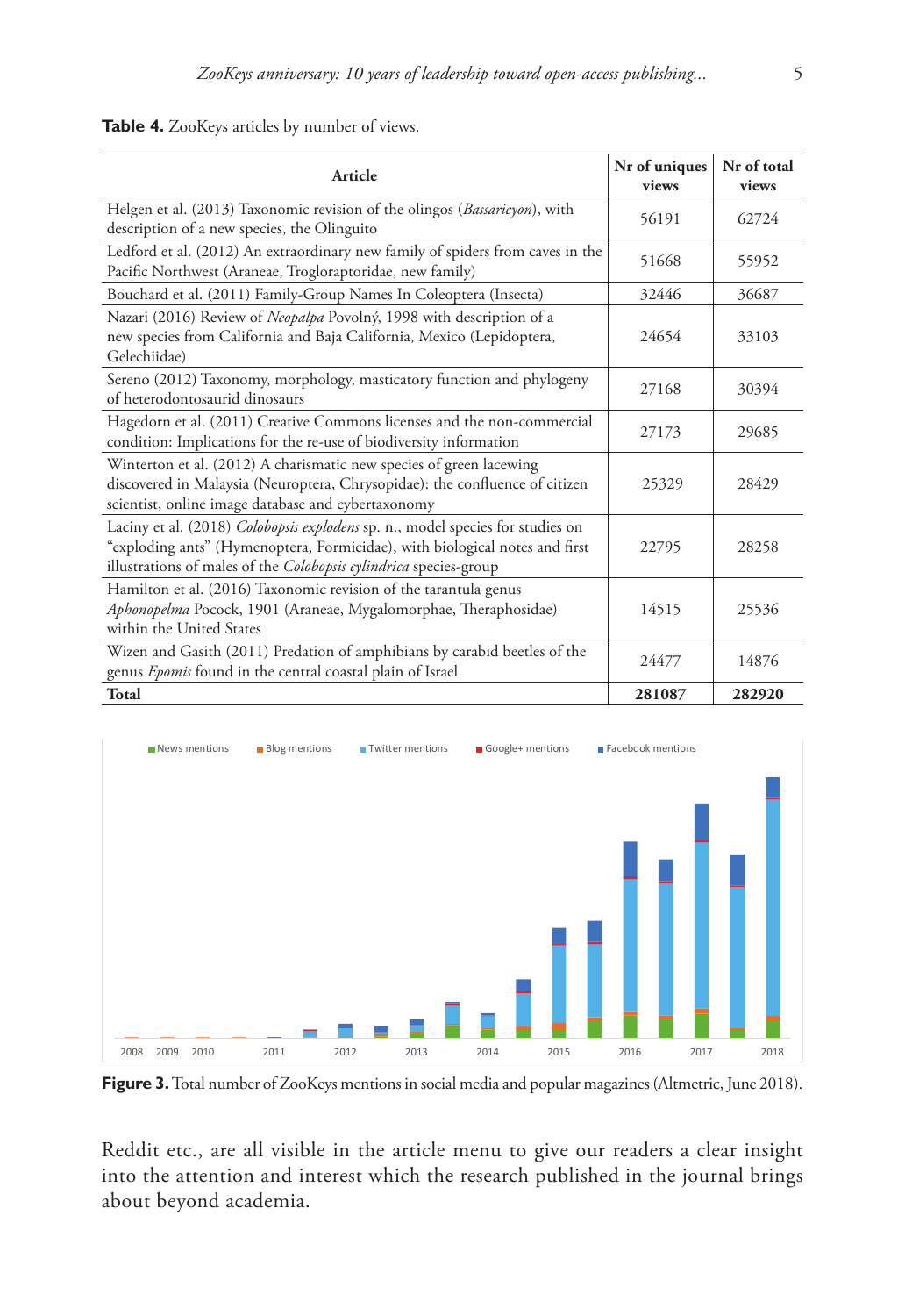**Table 4.** ZooKeys articles by number of views.

| Article | Nr of uniques views | Nr of total views |
|---|---|---|
| Helgen et al. (2013) Taxonomic revision of the olingos (*Bassaricyon*), with description of a new species, the Olinguito | 56191 | 62724 |
| Ledford et al. (2012) An extraordinary new family of spiders from caves in the Pacific Northwest (Araneae, Trogloraptoridae, new family) | 51668 | 55952 |
| Bouchard et al. (2011) Family-Group Names In Coleoptera (Insecta) | 32446 | 36687 |
| Nazari (2016) Review of *Neopalpa* Povolný, 1998 with description of a new species from California and Baja California, Mexico (Lepidoptera, Gelechiidae) | 24654 | 33103 |
| Sereno (2012) Taxonomy, morphology, masticatory function and phylogeny of heterodontosaurid dinosaurs | 27168 | 30394 |
| Hagedorn et al. (2011) Creative Commons licenses and the non-commercial condition: Implications for the re-use of biodiversity information | 27173 | 29685 |
| Winterton et al. (2012) A charismatic new species of green lacewing discovered in Malaysia (Neuroptera, Chrysopidae): the confluence of citizen scientist, online image database and cybertaxonomy | 25329 | 28429 |
| Laciny et al. (2018) *Colobopsis explodens* sp. n., model species for studies on "exploding ants" (Hymenoptera, Formicidae), with biological notes and first illustrations of males of the *Colobopsis cylindrica* species-group | 22795 | 28258 |
| Hamilton et al. (2016) Taxonomic revision of the tarantula genus *Aphonopelma* Pocock, 1901 (Araneae, Mygalomorphae, Theraphosidae) within the United States | 14515 | 25536 |
| Wizen and Gasith (2011) Predation of amphibians by carabid beetles of the genus *Epomis* found in the central coastal plain of Israel | 24477 | 14876 |
| **Total** | **281087** | **282920** |

**Figure 3.** Total number of ZooKeys mentions in social media and popular magazines (Altmetric, June 2018).

Reddit etc., are all visible in the article menu to give our readers a clear insight into the attention and interest which the research published in the journal brings about beyond academia.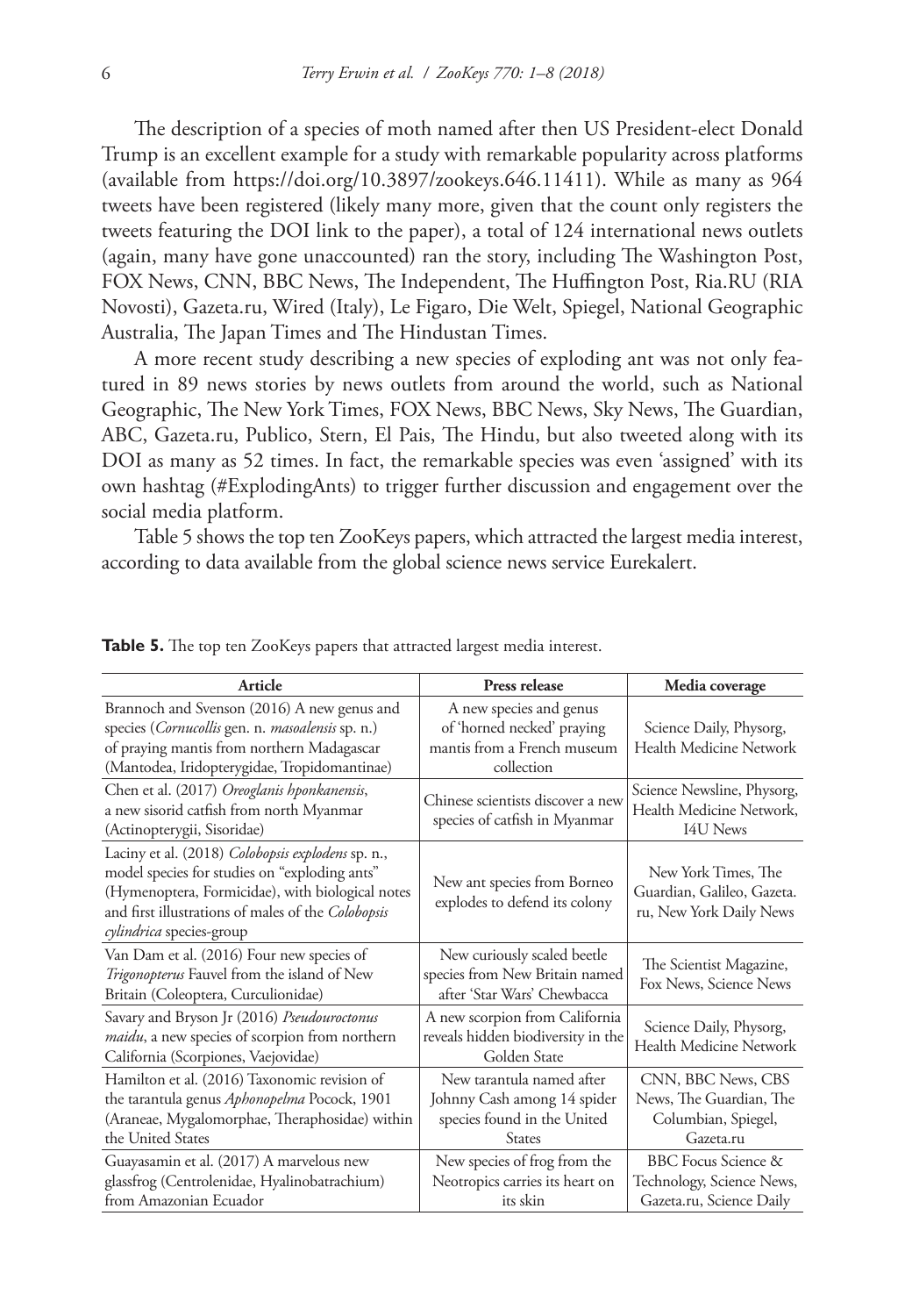The description of a species of moth named after then US President-elect Donald Trump is an excellent example for a study with remarkable popularity across platforms (available from https://doi.org/10.3897/zookeys.646.11411). While as many as 964 tweets have been registered (likely many more, given that the count only registers the tweets featuring the DOI link to the paper), a total of 124 international news outlets (again, many have gone unaccounted) ran the story, including The Washington Post, FOX News, CNN, BBC News, The Independent, The Huffington Post, Ria.RU (RIA Novosti), Gazeta.ru, Wired (Italy), Le Figaro, Die Welt, Spiegel, National Geographic Australia, The Japan Times and The Hindustan Times.

A more recent study describing a new species of exploding ant was not only featured in 89 news stories by news outlets from around the world, such as National Geographic, The New York Times, FOX News, BBC News, Sky News, The Guardian, ABC, Gazeta.ru, Publico, Stern, El Pais, The Hindu, but also tweeted along with its DOI as many as 52 times. In fact, the remarkable species was even 'assigned' with its own hashtag (#ExplodingAnts) to trigger further discussion and engagement over the social media platform.

Table 5 shows the top ten ZooKeys papers, which attracted the largest media interest, according to data available from the global science news service Eurekalert.

**Table 5.** The top ten ZooKeys papers that attracted largest media interest.

| Article | Press release | Media coverage |
|---|---|---|
| Brannoch and Svenson (2016) A new genus and species (*Cornucollis* gen. n. *masoalensis* sp. n.) of praying mantis from northern Madagascar (Mantodea, Iridopterygidae, Tropidomantinae) | A new species and genus of 'horned necked' praying mantis from a French museum collection | Science Daily, Physorg, Health Medicine Network |
| Chen et al. (2017) *Oreoglanis hponkanensis*, a new sisorid catfish from north Myanmar (Actinopterygii, Sisoridae) | Chinese scientists discover a new species of catfish in Myanmar | Science Newsline, Physorg, Health Medicine Network, I4U News |
| Laciny et al. (2018) *Colobopsis explodens* sp. n., model species for studies on "exploding ants" (Hymenoptera, Formicidae), with biological notes and first illustrations of males of the *Colobopsis cylindrica* species-group | New ant species from Borneo explodes to defend its colony | New York Times, The Guardian, Galileo, Gazeta.ru, New York Daily News |
| Van Dam et al. (2016) Four new species of *Trigonopterus* Fauvel from the island of New Britain (Coleoptera, Curculionidae) | New curiously scaled beetle species from New Britain named after 'Star Wars' Chewbacca | The Scientist Magazine, Fox News, Science News |
| Savary and Bryson Jr (2016) *Pseudouroctonus maidu*, a new species of scorpion from northern California (Scorpiones, Vaejovidae) | A new scorpion from California reveals hidden biodiversity in the Golden State | Science Daily, Physorg, Health Medicine Network |
| Hamilton et al. (2016) Taxonomic revision of the tarantula genus *Aphonopelma* Pocock, 1901 (Araneae, Mygalomorphae, Theraphosidae) within the United States | New tarantula named after Johnny Cash among 14 spider species found in the United States | CNN, BBC News, CBS News, The Guardian, The Columbian, Spiegel, Gazeta.ru |
| Guayasamin et al. (2017) A marvelous new glassfrog (Centrolenidae, Hyalinobatrachium) from Amazonian Ecuador | New species of frog from the Neotropics carries its heart on its skin | BBC Focus Science & Technology, Science News, Gazeta.ru, Science Daily |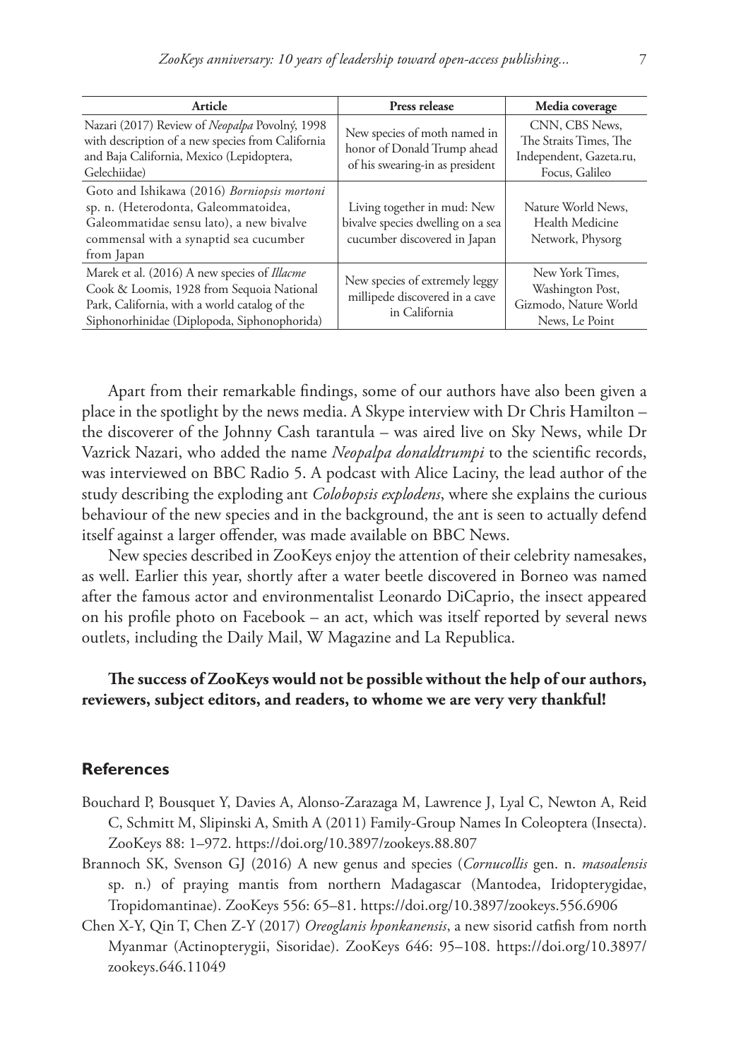| Article | Press release | Media coverage |
| --- | --- | --- |
| Nazari (2017) Review of *Neopalpa* Povolný, 1998 with description of a new species from California and Baja California, Mexico (Lepidoptera, Gelechiidae) | New species of moth named in honor of Donald Trump ahead of his swearing-in as president | CNN, CBS News, The Straits Times, The Independent, Gazeta.ru, Focus, Galileo |
| Goto and Ishikawa (2016) *Borniopsis mortoni* sp. n. (Heterodonta, Galeommatoidea, Galeommatidae sensu lato), a new bivalve commensal with a synaptid sea cucumber from Japan | Living together in mud: New bivalve species dwelling on a sea cucumber discovered in Japan | Nature World News, Health Medicine Network, Physorg |
| Marek et al. (2016) A new species of *Illacme* Cook & Loomis, 1928 from Sequoia National Park, California, with a world catalog of the Siphonorhinidae (Diplopoda, Siphonophorida) | New species of extremely leggy millipede discovered in a cave in California | New York Times, Washington Post, Gizmodo, Nature World News, Le Point |

Apart from their remarkable findings, some of our authors have also been given a place in the spotlight by the news media. A Skype interview with Dr Chris Hamilton – the discoverer of the Johnny Cash tarantula – was aired live on Sky News, while Dr Vazrick Nazari, who added the name *Neopalpa donaldtrumpi* to the scientific records, was interviewed on BBC Radio 5. A podcast with Alice Laciny, the lead author of the study describing the exploding ant *Colobopsis explodens*, where she explains the curious behaviour of the new species and in the background, the ant is seen to actually defend itself against a larger offender, was made available on BBC News.

New species described in ZooKeys enjoy the attention of their celebrity namesakes, as well. Earlier this year, shortly after a water beetle discovered in Borneo was named after the famous actor and environmentalist Leonardo DiCaprio, the insect appeared on his profile photo on Facebook – an act, which was itself reported by several news outlets, including the Daily Mail, W Magazine and La Republica.

**The success of ZooKeys would not be possible without the help of our authors, reviewers, subject editors, and readers, to whome we are very very thankful!**

## References

Bouchard P, Bousquet Y, Davies A, Alonso-Zarazaga M, Lawrence J, Lyal C, Newton A, Reid C, Schmitt M, Slipinski A, Smith A (2011) Family-Group Names In Coleoptera (Insecta). ZooKeys 88: 1–972. https://doi.org/10.3897/zookeys.88.807

Brannoch SK, Svenson GJ (2016) A new genus and species (*Cornucollis* gen. n. *masoalensis* sp. n.) of praying mantis from northern Madagascar (Mantodea, Iridopterygidae, Tropidomantinae). ZooKeys 556: 65–81. https://doi.org/10.3897/zookeys.556.6906

Chen X-Y, Qin T, Chen Z-Y (2017) *Oreoglanis hponkanensis*, a new sisorid catfish from north Myanmar (Actinopterygii, Sisoridae). ZooKeys 646: 95–108. https://doi.org/10.3897/zookeys.646.11049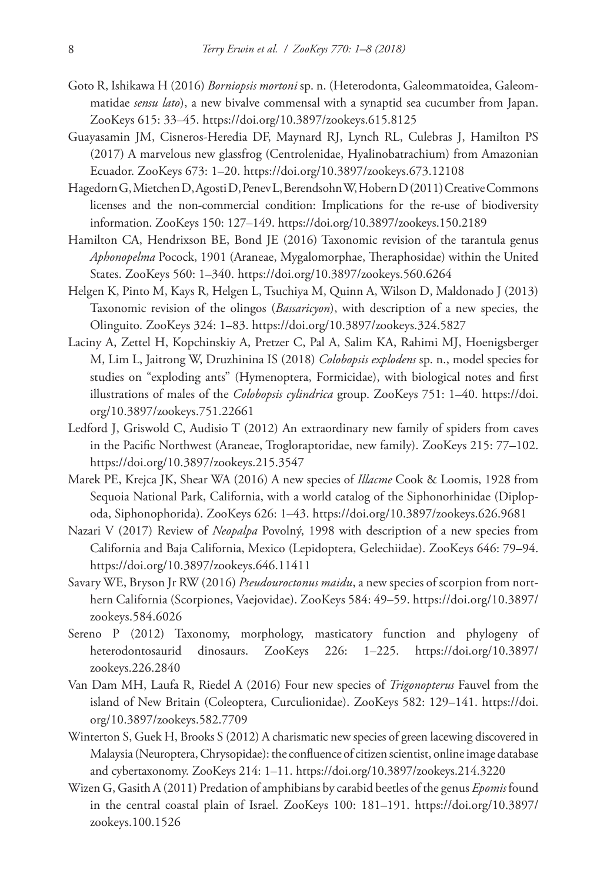Goto R, Ishikawa H (2016) *Borniopsis mortoni* sp. n. (Heterodonta, Galeommatoidea, Galeommatidae *sensu lato*), a new bivalve commensal with a synaptid sea cucumber from Japan. ZooKeys 615: 33–45. https://doi.org/10.3897/zookeys.615.8125

Guayasamin JM, Cisneros-Heredia DF, Maynard RJ, Lynch RL, Culebras J, Hamilton PS (2017) A marvelous new glassfrog (Centrolenidae, Hyalinobatrachium) from Amazonian Ecuador. ZooKeys 673: 1–20. https://doi.org/10.3897/zookeys.673.12108

Hagedorn G, Mietchen D, Agosti D, Penev L, Berendsohn W, Hobern D (2011) Creative Commons licenses and the non-commercial condition: Implications for the re-use of biodiversity information. ZooKeys 150: 127–149. https://doi.org/10.3897/zookeys.150.2189

Hamilton CA, Hendrixson BE, Bond JE (2016) Taxonomic revision of the tarantula genus *Aphonopelma* Pocock, 1901 (Araneae, Mygalomorphae, Theraphosidae) within the United States. ZooKeys 560: 1–340. https://doi.org/10.3897/zookeys.560.6264

Helgen K, Pinto M, Kays R, Helgen L, Tsuchiya M, Quinn A, Wilson D, Maldonado J (2013) Taxonomic revision of the olingos (*Bassaricyon*), with description of a new species, the Olinguito. ZooKeys 324: 1–83. https://doi.org/10.3897/zookeys.324.5827

Laciny A, Zettel H, Kopchinskiy A, Pretzer C, Pal A, Salim KA, Rahimi MJ, Hoenigsberger M, Lim L, Jaitrong W, Druzhinina IS (2018) *Colobopsis explodens* sp. n., model species for studies on "exploding ants" (Hymenoptera, Formicidae), with biological notes and first illustrations of males of the *Colobopsis cylindrica* group. ZooKeys 751: 1–40. https://doi.org/10.3897/zookeys.751.22661

Ledford J, Griswold C, Audisio T (2012) An extraordinary new family of spiders from caves in the Pacific Northwest (Araneae, Trogloraptoridae, new family). ZooKeys 215: 77–102. https://doi.org/10.3897/zookeys.215.3547

Marek PE, Krejca JK, Shear WA (2016) A new species of *Illacme* Cook & Loomis, 1928 from Sequoia National Park, California, with a world catalog of the Siphonorhinidae (Diplopoda, Siphonophorida). ZooKeys 626: 1–43. https://doi.org/10.3897/zookeys.626.9681

Nazari V (2017) Review of *Neopalpa* Povolný, 1998 with description of a new species from California and Baja California, Mexico (Lepidoptera, Gelechiidae). ZooKeys 646: 79–94. https://doi.org/10.3897/zookeys.646.11411

Savary WE, Bryson Jr RW (2016) *Pseudouroctonus maidu*, a new species of scorpion from northern California (Scorpiones, Vaejovidae). ZooKeys 584: 49–59. https://doi.org/10.3897/zookeys.584.6026

Sereno P (2012) Taxonomy, morphology, masticatory function and phylogeny of heterodontosaurid dinosaurs. ZooKeys 226: 1–225. https://doi.org/10.3897/zookeys.226.2840

Van Dam MH, Laufa R, Riedel A (2016) Four new species of *Trigonopterus* Fauvel from the island of New Britain (Coleoptera, Curculionidae). ZooKeys 582: 129–141. https://doi.org/10.3897/zookeys.582.7709

Winterton S, Guek H, Brooks S (2012) A charismatic new species of green lacewing discovered in Malaysia (Neuroptera, Chrysopidae): the confluence of citizen scientist, online image database and cybertaxonomy. ZooKeys 214: 1–11. https://doi.org/10.3897/zookeys.214.3220

Wizen G, Gasith A (2011) Predation of amphibians by carabid beetles of the genus *Epomis* found in the central coastal plain of Israel. ZooKeys 100: 181–191. https://doi.org/10.3897/zookeys.100.1526